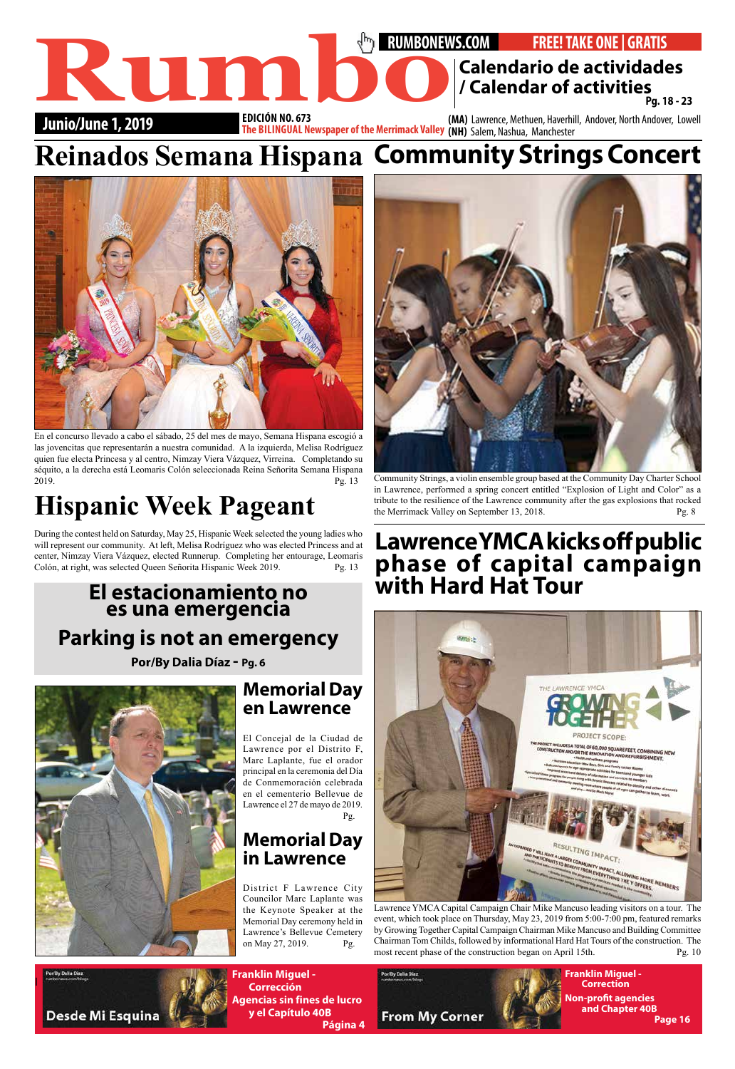# Rumbo

RUMBONEWS.COM | FREE! TAKE ONE | GRATIS

**Calendario de actividades / Calendar of activities** Pg. 18 - 23

Junio/June 1, 2019

EDICIÓN NO. 673
The BILINGUAL Newspaper of the Merrimack Valley

(MA) Lawrence, Methuen, Haverhill, Andover, North Andover, Lowell
(NH) Salem, Nashua, Manchester

## Reinados Semana Hispana

En el concurso llevado a cabo el sábado, 25 del mes de mayo, Semana Hispana escogió a las jovencitas que representarán a nuestra comunidad. A la izquierda, Melisa Rodríguez quien fue electa Princesa y al centro, Nimzay Viera Vázquez, Virreina. Completando su séquito, a la derecha está Leomaris Colón seleccionada Reina Señorita Semana Hispana 2019. Pg. 13

## Hispanic Week Pageant

During the contest held on Saturday, May 25, Hispanic Week selected the young ladies who will represent our community. At left, Melisa Rodríguez who was elected Princess and at center, Nimzay Viera Vázquez, elected Runnerup. Completing her entourage, Leomaris Colón, at right, was selected Queen Señorita Hispanic Week 2019. Pg. 13

## Community Strings Concert

Community Strings, a violin ensemble group based at the Community Day Charter School in Lawrence, performed a spring concert entitled "Explosion of Light and Color" as a tribute to the resilience of the Lawrence community after the gas explosions that rocked the Merrimack Valley on September 13, 2018. Pg. 8

## El estacionamiento no es una emergencia

## Parking is not an emergency

**Por/By Dalia Díaz - Pg. 6**

## Memorial Day en Lawrence

El Concejal de la Ciudad de Lawrence por el Distrito F, Marc Laplante, fue el orador principal en la ceremonia del Día de Conmemoración celebrada en el cementerio Bellevue de Lawrence el 27 de mayo de 2019. Pg.

## Memorial Day in Lawrence

District F Lawrence City Councilor Marc Laplante was the Keynote Speaker at the Memorial Day ceremony held in Lawrence's Bellevue Cemetery on May 27, 2019. Pg.

## Lawrence YMCA kicks off public phase of capital campaign with Hard Hat Tour

Lawrence YMCA Capital Campaign Chair Mike Mancuso leading visitors on a tour. The event, which took place on Thursday, May 23, 2019 from 5:00-7:00 pm, featured remarks by Growing Together Capital Campaign Chairman Mike Mancuso and Building Committee Chairman Tom Childs, followed by informational Hard Hat Tours of the construction. The most recent phase of the construction began on April 15th. Pg. 10

---

Por/By Dalia Díaz

**Desde Mi Esquina**

**Franklin Miguel - Corrección**
**Agencias sin fines de lucro y el Capítulo 40B**
Página 4

Por/By Dalia Díaz

**From My Corner**

**Franklin Miguel - Correction**
**Non-profit agencies and Chapter 40B**
Page 16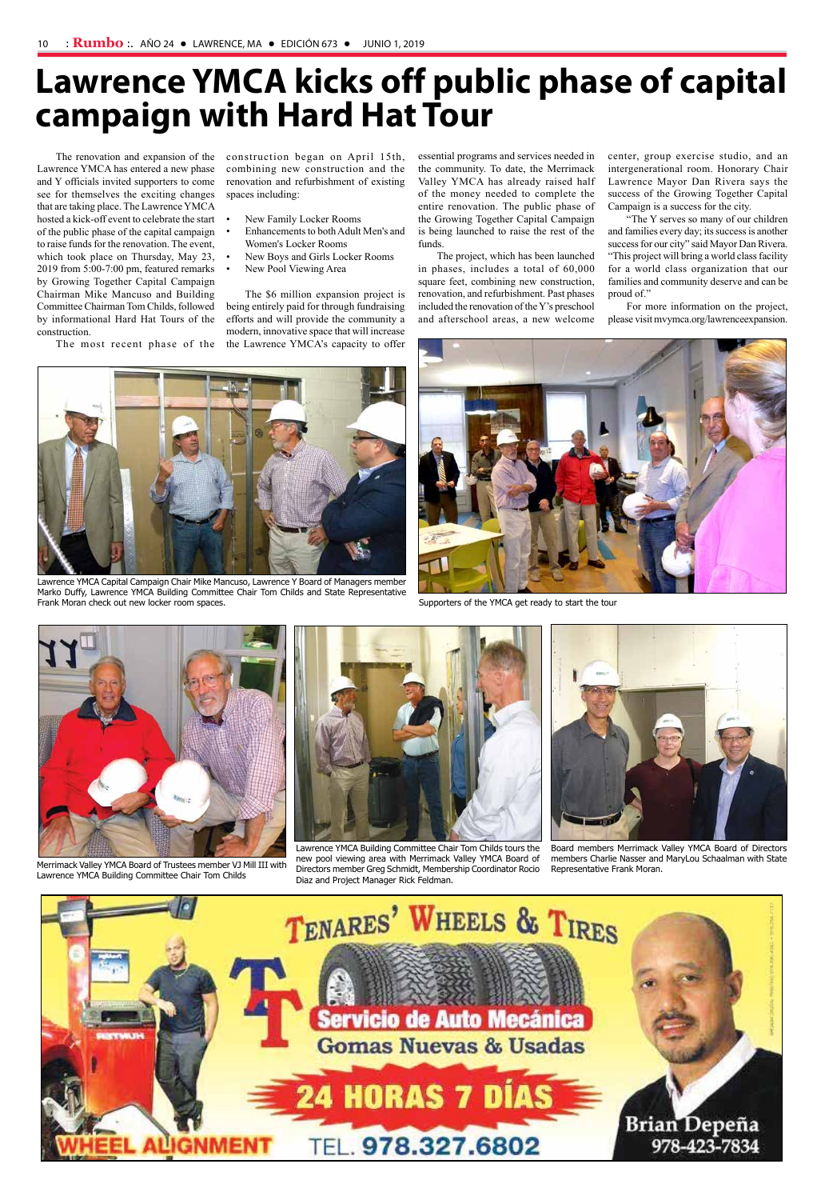# Lawrence YMCA kicks off public phase of capital campaign with Hard Hat Tour

The renovation and expansion of the Lawrence YMCA has entered a new phase and Y officials invited supporters to come see for themselves the exciting changes that are taking place. The Lawrence YMCA hosted a kick-off event to celebrate the start of the public phase of the capital campaign to raise funds for the renovation. The event, which took place on Thursday, May 23, 2019 from 5:00-7:00 pm, featured remarks by Growing Together Capital Campaign Chairman Mike Mancuso and Building Committee Chairman Tom Childs, followed by informational Hard Hat Tours of the construction.

The most recent phase of the construction began on April 15th, combining new construction and the renovation and refurbishment of existing spaces including:

- New Family Locker Rooms
- Enhancements to both Adult Men's and Women's Locker Rooms
- New Boys and Girls Locker Rooms
- New Pool Viewing Area

The $6 million expansion project is being entirely paid for through fundraising efforts and will provide the community a modern, innovative space that will increase the Lawrence YMCA's capacity to offer essential programs and services needed in the community. To date, the Merrimack Valley YMCA has already raised half of the money needed to complete the entire renovation. The public phase of the Growing Together Capital Campaign is being launched to raise the rest of the funds.

The project, which has been launched in phases, includes a total of 60,000 square feet, combining new construction, renovation, and refurbishment. Past phases included the renovation of the Y's preschool and afterschool areas, a new welcome center, group exercise studio, and an intergenerational room. Honorary Chair Lawrence Mayor Dan Rivera says the success of the Growing Together Capital Campaign is a success for the city.

"The Y serves so many of our children and families every day; its success is another success for our city" said Mayor Dan Rivera. "This project will bring a world class facility for a world class organization that our families and community deserve and can be proud of."

For more information on the project, please visit mvymca.org/lawrenceexpansion.

Lawrence YMCA Capital Campaign Chair Mike Mancuso, Lawrence Y Board of Managers member Marko Duffy, Lawrence YMCA Building Committee Chair Tom Childs and State Representative Frank Moran check out new locker room spaces.

Supporters of the YMCA get ready to start the tour

Merrimack Valley YMCA Board of Trustees member VJ Mill III with Lawrence YMCA Building Committee Chair Tom Childs

Lawrence YMCA Building Committee Chair Tom Childs tours the new pool viewing area with Merrimack Valley YMCA Board of Directors member Greg Schmidt, Membership Coordinator Rocio Diaz and Project Manager Rick Feldman.

Board members Merrimack Valley YMCA Board of Directors members Charlie Nasser and MaryLou Schaalman with State Representative Frank Moran.

TENARES' WHEELS & TIRES

Servicio de Auto Mecánica

Gomas Nuevas & Usadas

24 HORAS 7 DÍAS

WHEEL ALIGNMENT

TEL. 978.327.6802

Brian Depeña
978-423-7834